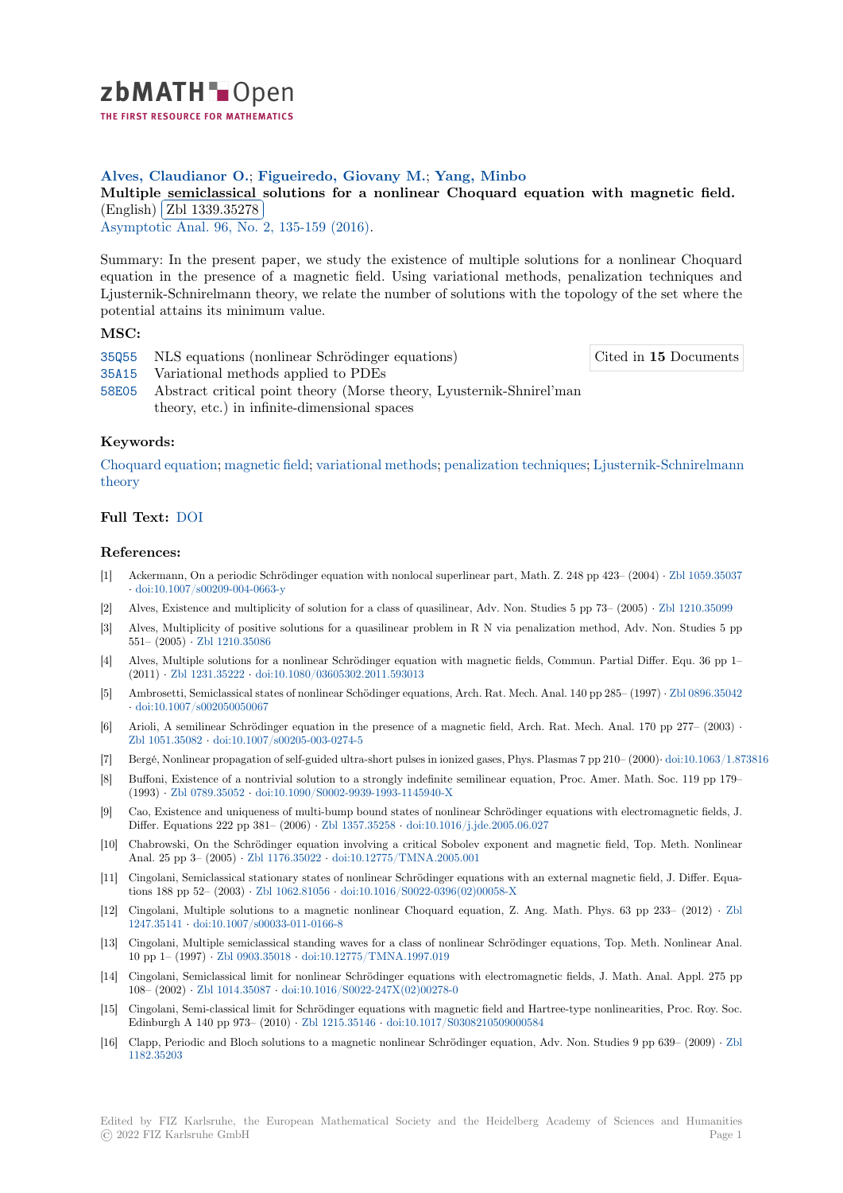**Alves, Claudianor O.; Figueiredo, Giovany M.; Yang, Minbo**

**Multiple semiclassical solutions for a nonlinear Choquard equation with magnetic field.** (English) Zbl 1339.35278

Asymptotic Anal. 96, No. 2, 135-159 (2016).

Summary: In the present paper, we study the existence of multiple solutions for a nonlinear Choquard equation in the presence of a magnetic field. Using variational methods, penalization techniques and Ljusternik-Schnirelmann theory, we relate the number of solutions with the topology of the set where the potential attains its minimum value.

### MSC:

- 35Q55 NLS equations (nonlinear Schrödinger equations)
- 35A15 Variational methods applied to PDEs
- 58E05 Abstract critical point theory (Morse theory, Lyusternik-Shnirel'man theory, etc.) in infinite-dimensional spaces

Cited in **15** Documents

### Keywords:

Choquard equation; magnetic field; variational methods; penalization techniques; Ljusternik-Schnirelmann theory

### Full Text: DOI

### References:

[1] Ackermann, On a periodic Schrödinger equation with nonlocal superlinear part, Math. Z. 248 pp 423– (2004) · Zbl 1059.35037 · doi:10.1007/s00209-004-0663-y

[2] Alves, Existence and multiplicity of solution for a class of quasilinear, Adv. Non. Studies 5 pp 73– (2005) · Zbl 1210.35099

[3] Alves, Multiplicity of positive solutions for a quasilinear problem in R N via penalization method, Adv. Non. Studies 5 pp 551– (2005) · Zbl 1210.35086

[4] Alves, Multiple solutions for a nonlinear Schrödinger equation with magnetic fields, Commun. Partial Differ. Equ. 36 pp 1– (2011) · Zbl 1231.35222 · doi:10.1080/03605302.2011.593013

[5] Ambrosetti, Semiclassical states of nonlinear Schödinger equations, Arch. Rat. Mech. Anal. 140 pp 285– (1997) · Zbl 0896.35042 · doi:10.1007/s002050050067

[6] Arioli, A semilinear Schrödinger equation in the presence of a magnetic field, Arch. Rat. Mech. Anal. 170 pp 277– (2003) · Zbl 1051.35082 · doi:10.1007/s00205-003-0274-5

[7] Bergé, Nonlinear propagation of self-guided ultra-short pulses in ionized gases, Phys. Plasmas 7 pp 210– (2000)· doi:10.1063/1.873816

[8] Buffoni, Existence of a nontrivial solution to a strongly indefinite semilinear equation, Proc. Amer. Math. Soc. 119 pp 179– (1993) · Zbl 0789.35052 · doi:10.1090/S0002-9939-1993-1145940-X

[9] Cao, Existence and uniqueness of multi-bump bound states of nonlinear Schrödinger equations with electromagnetic fields, J. Differ. Equations 222 pp 381– (2006) · Zbl 1357.35258 · doi:10.1016/j.jde.2005.06.027

[10] Chabrowski, On the Schrödinger equation involving a critical Sobolev exponent and magnetic field, Top. Meth. Nonlinear Anal. 25 pp 3– (2005) · Zbl 1176.35022 · doi:10.12775/TMNA.2005.001

[11] Cingolani, Semiclassical stationary states of nonlinear Schrödinger equations with an external magnetic field, J. Differ. Equations 188 pp 52– (2003) · Zbl 1062.81056 · doi:10.1016/S0022-0396(02)00058-X

[12] Cingolani, Multiple solutions to a magnetic nonlinear Choquard equation, Z. Ang. Math. Phys. 63 pp 233– (2012) · Zbl 1247.35141 · doi:10.1007/s00033-011-0166-8

[13] Cingolani, Multiple semiclassical standing waves for a class of nonlinear Schrödinger equations, Top. Meth. Nonlinear Anal. 10 pp 1– (1997) · Zbl 0903.35018 · doi:10.12775/TMNA.1997.019

[14] Cingolani, Semiclassical limit for nonlinear Schrödinger equations with electromagnetic fields, J. Math. Anal. Appl. 275 pp 108– (2002) · Zbl 1014.35087 · doi:10.1016/S0022-247X(02)00278-0

[15] Cingolani, Semi-classical limit for Schrödinger equations with magnetic field and Hartree-type nonlinearities, Proc. Roy. Soc. Edinburgh A 140 pp 973– (2010) · Zbl 1215.35146 · doi:10.1017/S0308210509000584

[16] Clapp, Periodic and Bloch solutions to a magnetic nonlinear Schrödinger equation, Adv. Non. Studies 9 pp 639– (2009) · Zbl 1182.35203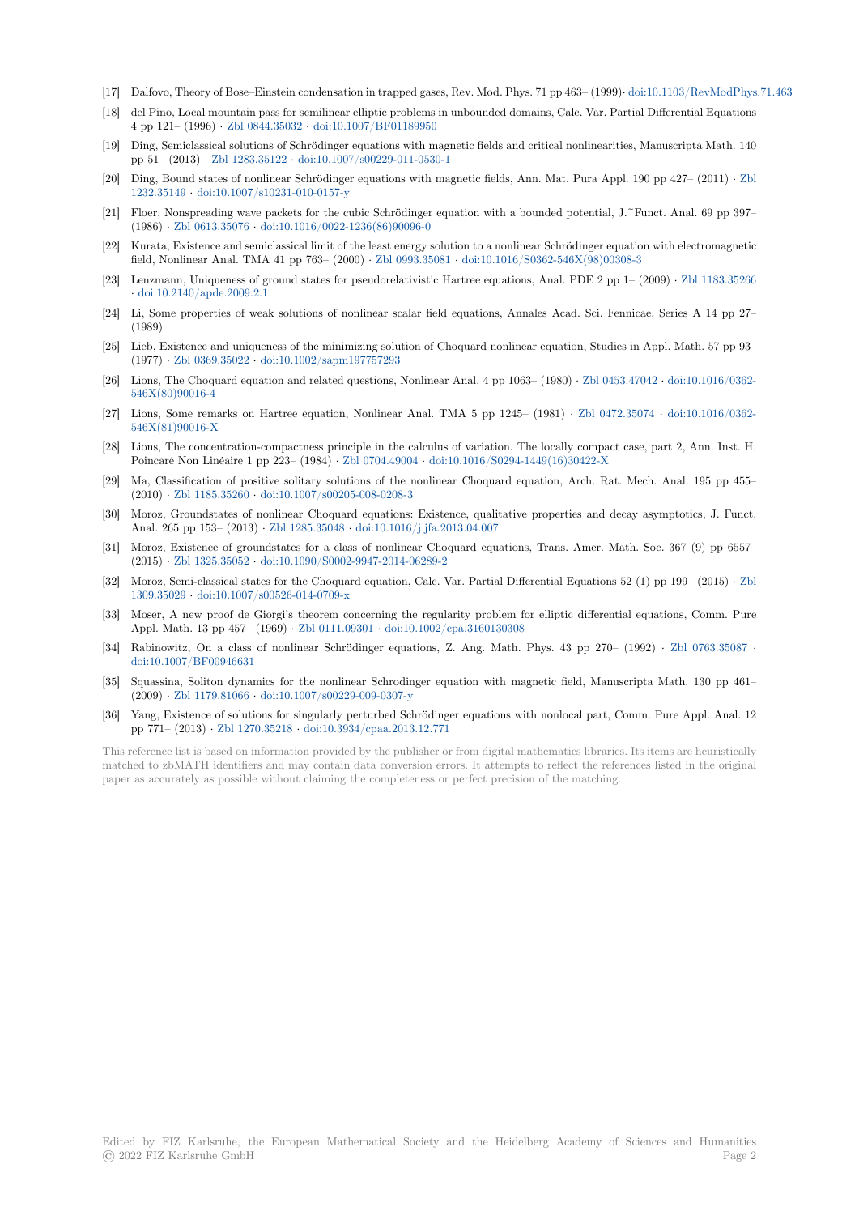[17] Dalfovo, Theory of Bose–Einstein condensation in trapped gases, Rev. Mod. Phys. 71 pp 463– (1999)· doi:10.1103/RevModPhys.71.463

[18] del Pino, Local mountain pass for semilinear elliptic problems in unbounded domains, Calc. Var. Partial Differential Equations 4 pp 121– (1996) · Zbl 0844.35032 · doi:10.1007/BF01189950

[19] Ding, Semiclassical solutions of Schrödinger equations with magnetic fields and critical nonlinearities, Manuscripta Math. 140 pp 51– (2013) · Zbl 1283.35122 · doi:10.1007/s00229-011-0530-1

[20] Ding, Bound states of nonlinear Schrödinger equations with magnetic fields, Ann. Mat. Pura Appl. 190 pp 427– (2011) · Zbl 1232.35149 · doi:10.1007/s10231-010-0157-y

[21] Floer, Nonspreading wave packets for the cubic Schrödinger equation with a bounded potential, J.~Funct. Anal. 69 pp 397– (1986) · Zbl 0613.35076 · doi:10.1016/0022-1236(86)90096-0

[22] Kurata, Existence and semiclassical limit of the least energy solution to a nonlinear Schrödinger equation with electromagnetic field, Nonlinear Anal. TMA 41 pp 763– (2000) · Zbl 0993.35081 · doi:10.1016/S0362-546X(98)00308-3

[23] Lenzmann, Uniqueness of ground states for pseudorelativistic Hartree equations, Anal. PDE 2 pp 1– (2009) · Zbl 1183.35266 · doi:10.2140/apde.2009.2.1

[24] Li, Some properties of weak solutions of nonlinear scalar field equations, Annales Acad. Sci. Fennicae, Series A 14 pp 27– (1989)

[25] Lieb, Existence and uniqueness of the minimizing solution of Choquard nonlinear equation, Studies in Appl. Math. 57 pp 93– (1977) · Zbl 0369.35022 · doi:10.1002/sapm197757293

[26] Lions, The Choquard equation and related questions, Nonlinear Anal. 4 pp 1063– (1980) · Zbl 0453.47042 · doi:10.1016/0362-546X(80)90016-4

[27] Lions, Some remarks on Hartree equation, Nonlinear Anal. TMA 5 pp 1245– (1981) · Zbl 0472.35074 · doi:10.1016/0362-546X(81)90016-X

[28] Lions, The concentration-compactness principle in the calculus of variation. The locally compact case, part 2, Ann. Inst. H. Poincaré Non Linéaire 1 pp 223– (1984) · Zbl 0704.49004 · doi:10.1016/S0294-1449(16)30422-X

[29] Ma, Classification of positive solitary solutions of the nonlinear Choquard equation, Arch. Rat. Mech. Anal. 195 pp 455– (2010) · Zbl 1185.35260 · doi:10.1007/s00205-008-0208-3

[30] Moroz, Groundstates of nonlinear Choquard equations: Existence, qualitative properties and decay asymptotics, J. Funct. Anal. 265 pp 153– (2013) · Zbl 1285.35048 · doi:10.1016/j.jfa.2013.04.007

[31] Moroz, Existence of groundstates for a class of nonlinear Choquard equations, Trans. Amer. Math. Soc. 367 (9) pp 6557– (2015) · Zbl 1325.35052 · doi:10.1090/S0002-9947-2014-06289-2

[32] Moroz, Semi-classical states for the Choquard equation, Calc. Var. Partial Differential Equations 52 (1) pp 199– (2015) · Zbl 1309.35029 · doi:10.1007/s00526-014-0709-x

[33] Moser, A new proof de Giorgi's theorem concerning the regularity problem for elliptic differential equations, Comm. Pure Appl. Math. 13 pp 457– (1969) · Zbl 0111.09301 · doi:10.1002/cpa.3160130308

[34] Rabinowitz, On a class of nonlinear Schrödinger equations, Z. Ang. Math. Phys. 43 pp 270– (1992) · Zbl 0763.35087 · doi:10.1007/BF00946631

[35] Squassina, Soliton dynamics for the nonlinear Schrodinger equation with magnetic field, Manuscripta Math. 130 pp 461– (2009) · Zbl 1179.81066 · doi:10.1007/s00229-009-0307-y

[36] Yang, Existence of solutions for singularly perturbed Schrödinger equations with nonlocal part, Comm. Pure Appl. Anal. 12 pp 771– (2013) · Zbl 1270.35218 · doi:10.3934/cpaa.2013.12.771

This reference list is based on information provided by the publisher or from digital mathematics libraries. Its items are heuristically matched to zbMATH identifiers and may contain data conversion errors. It attempts to reflect the references listed in the original paper as accurately as possible without claiming the completeness or perfect precision of the matching.